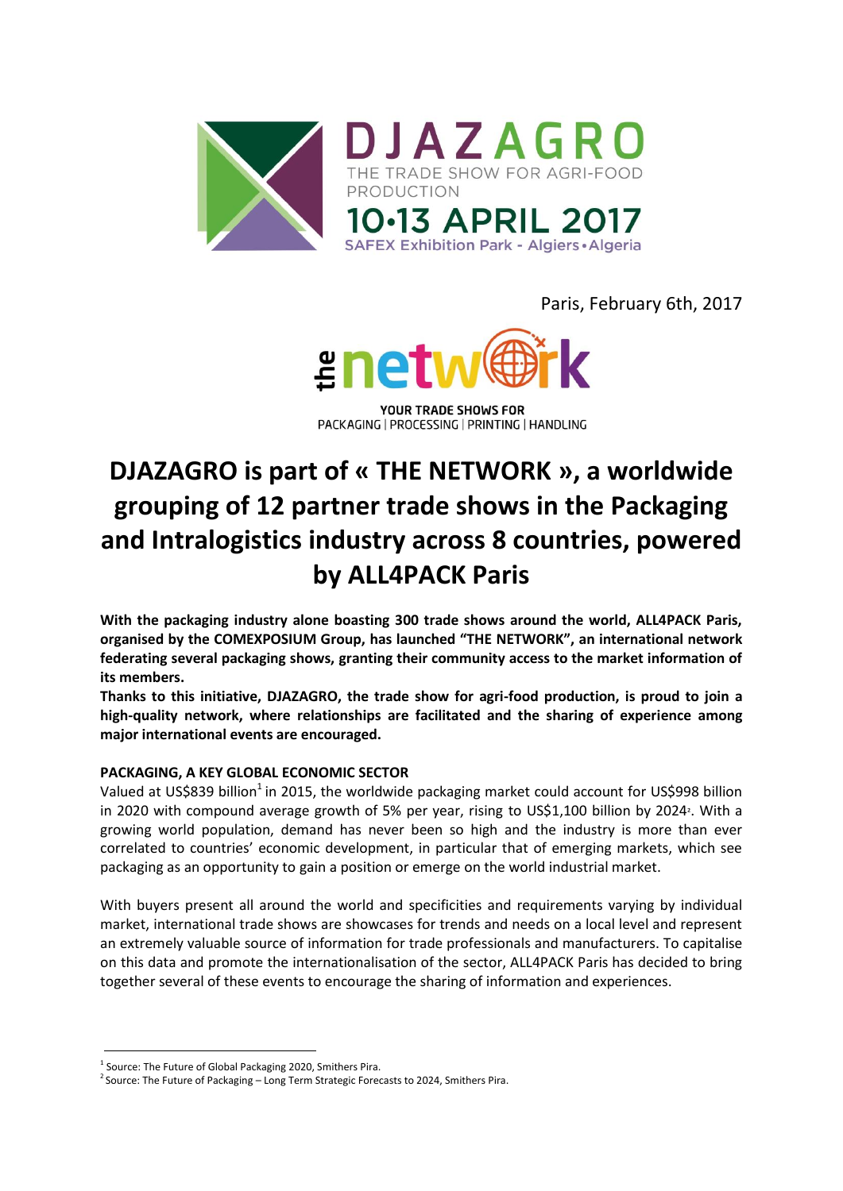DJAZAGRO

THE TRADE SHOW FOR AGRI-FOOD PRODUCTION

10•13 APRIL 2017

SAFEX Exhibition Park - Algiers • Algeria

Paris, February 6th, 2017

the network

YOUR TRADE SHOWS FOR

PACKAGING | PROCESSING | PRINTING | HANDLING

# DJAZAGRO is part of « THE NETWORK », a worldwide grouping of 12 partner trade shows in the Packaging and Intralogistics industry across 8 countries, powered by ALL4PACK Paris

**With the packaging industry alone boasting 300 trade shows around the world, ALL4PACK Paris, organised by the COMEXPOSIUM Group, has launched "THE NETWORK", an international network federating several packaging shows, granting their community access to the market information of its members.**

**Thanks to this initiative, DJAZAGRO, the trade show for agri-food production, is proud to join a high-quality network, where relationships are facilitated and the sharing of experience among major international events are encouraged.**

## PACKAGING, A KEY GLOBAL ECONOMIC SECTOR

Valued at US$839 billion[1] in 2015, the worldwide packaging market could account for US$998 billion in 2020 with compound average growth of 5% per year, rising to US$1,100 billion by 2024[2]. With a growing world population, demand has never been so high and the industry is more than ever correlated to countries' economic development, in particular that of emerging markets, which see packaging as an opportunity to gain a position or emerge on the world industrial market.

With buyers present all around the world and specificities and requirements varying by individual market, international trade shows are showcases for trends and needs on a local level and represent an extremely valuable source of information for trade professionals and manufacturers. To capitalise on this data and promote the internationalisation of the sector, ALL4PACK Paris has decided to bring together several of these events to encourage the sharing of information and experiences.

---

[1] Source: The Future of Global Packaging 2020, Smithers Pira.

[2] Source: The Future of Packaging – Long Term Strategic Forecasts to 2024, Smithers Pira.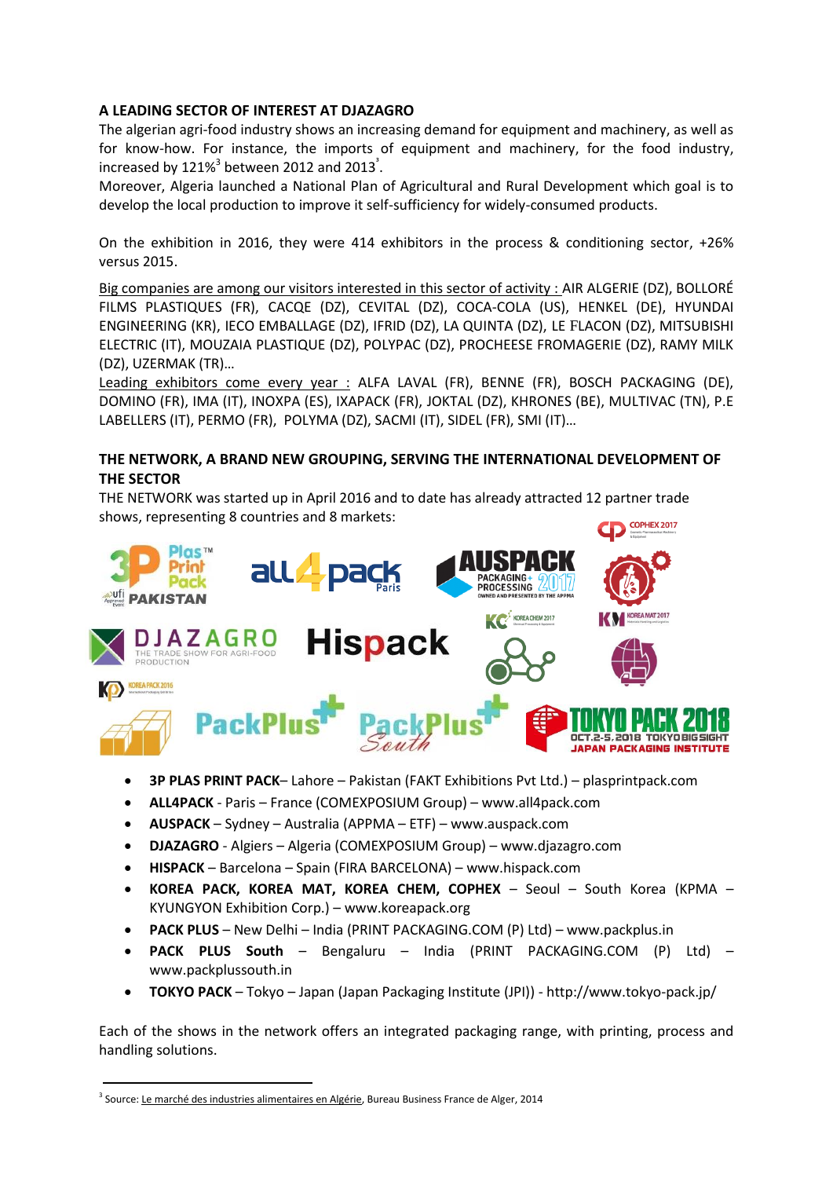## A LEADING SECTOR OF INTEREST AT DJAZAGRO

The algerian agri-food industry shows an increasing demand for equipment and machinery, as well as for know-how. For instance, the imports of equipment and machinery, for the food industry, increased by 121%[3] between 2012 and 2013[3].

Moreover, Algeria launched a National Plan of Agricultural and Rural Development which goal is to develop the local production to improve it self-sufficiency for widely-consumed products.

On the exhibition in 2016, they were 414 exhibitors in the process & conditioning sector, +26% versus 2015.

Big companies are among our visitors interested in this sector of activity : AIR ALGERIE (DZ), BOLLORÉ FILMS PLASTIQUES (FR), CACQE (DZ), CEVITAL (DZ), COCA-COLA (US), HENKEL (DE), HYUNDAI ENGINEERING (KR), IECO EMBALLAGE (DZ), IFRID (DZ), LA QUINTA (DZ), LE FLACON (DZ), MITSUBISHI ELECTRIC (IT), MOUZAIA PLASTIQUE (DZ), POLYPAC (DZ), PROCHEESE FROMAGERIE (DZ), RAMY MILK (DZ), UZERMAK (TR)…

Leading exhibitors come every year : ALFA LAVAL (FR), BENNE (FR), BOSCH PACKAGING (DE), DOMINO (FR), IMA (IT), INOXPA (ES), IXAPACK (FR), JOKTAL (DZ), KHRONES (BE), MULTIVAC (TN), P.E LABELLERS (IT), PERMO (FR), POLYMA (DZ), SACMI (IT), SIDEL (FR), SMI (IT)…

## THE NETWORK, A BRAND NEW GROUPING, SERVING THE INTERNATIONAL DEVELOPMENT OF THE SECTOR

THE NETWORK was started up in April 2016 and to date has already attracted 12 partner trade shows, representing 8 countries and 8 markets:

- **3P PLAS PRINT PACK**– Lahore – Pakistan (FAKT Exhibitions Pvt Ltd.) – plasprintpack.com
- **ALL4PACK** - Paris – France (COMEXPOSIUM Group) – www.all4pack.com
- **AUSPACK** – Sydney – Australia (APPMA – ETF) – www.auspack.com
- **DJAZAGRO** - Algiers – Algeria (COMEXPOSIUM Group) – www.djazagro.com
- **HISPACK** – Barcelona – Spain (FIRA BARCELONA) – www.hispack.com
- **KOREA PACK, KOREA MAT, KOREA CHEM, COPHEX** – Seoul – South Korea (KPMA – KYUNGYON Exhibition Corp.) – www.koreapack.org
- **PACK PLUS** – New Delhi – India (PRINT PACKAGING.COM (P) Ltd) – www.packplus.in
- **PACK PLUS South** – Bengaluru – India (PRINT PACKAGING.COM (P) Ltd) – www.packplussouth.in
- **TOKYO PACK** – Tokyo – Japan (Japan Packaging Institute (JPI)) - http://www.tokyo-pack.jp/

Each of the shows in the network offers an integrated packaging range, with printing, process and handling solutions.

[3] Source: Le marché des industries alimentaires en Algérie, Bureau Business France de Alger, 2014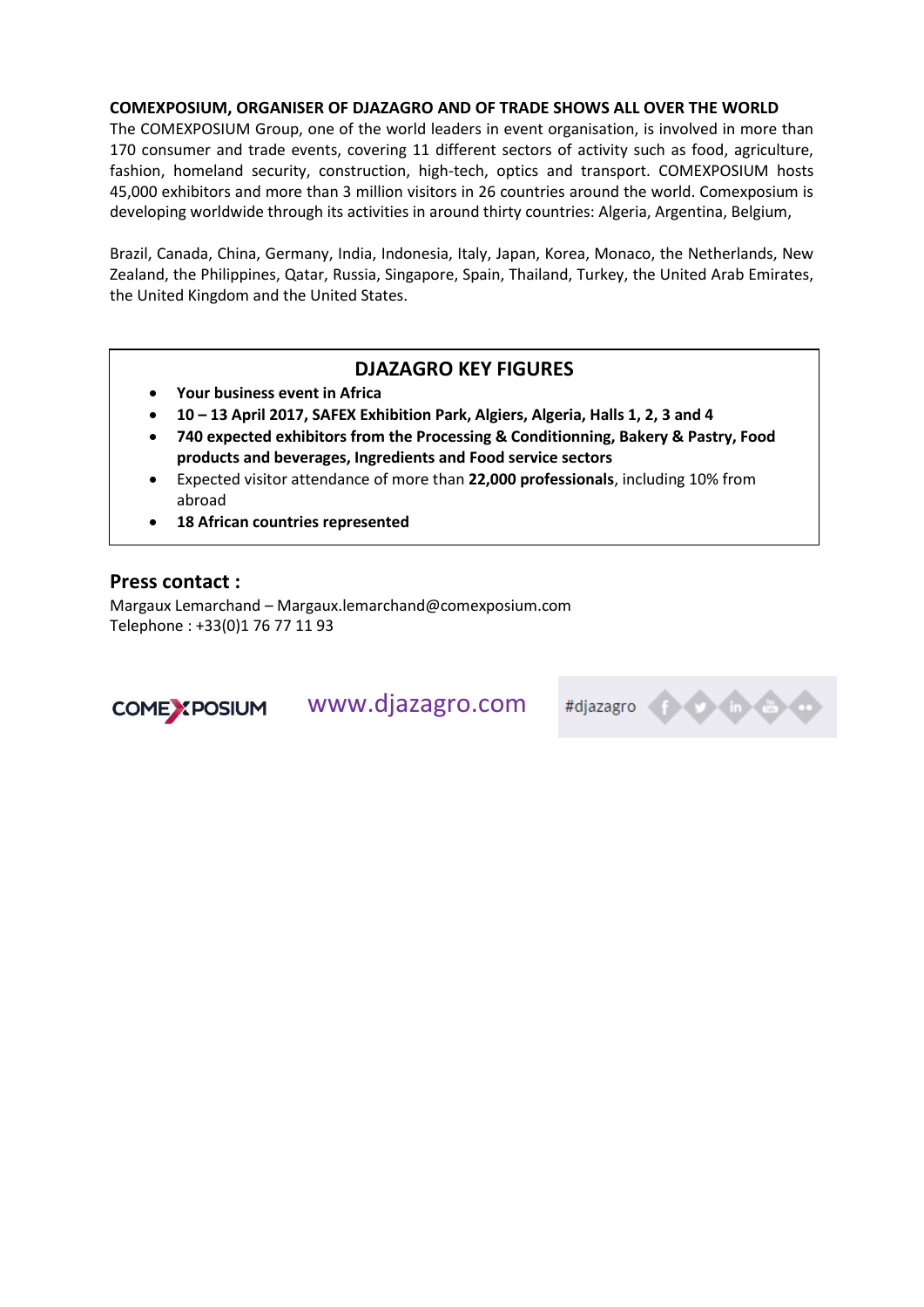**COMEXPOSIUM, ORGANISER OF DJAZAGRO AND OF TRADE SHOWS ALL OVER THE WORLD**

The COMEXPOSIUM Group, one of the world leaders in event organisation, is involved in more than 170 consumer and trade events, covering 11 different sectors of activity such as food, agriculture, fashion, homeland security, construction, high-tech, optics and transport. COMEXPOSIUM hosts 45,000 exhibitors and more than 3 million visitors in 26 countries around the world. Comexposium is developing worldwide through its activities in around thirty countries: Algeria, Argentina, Belgium,

Brazil, Canada, China, Germany, India, Indonesia, Italy, Japan, Korea, Monaco, the Netherlands, New Zealand, the Philippines, Qatar, Russia, Singapore, Spain, Thailand, Turkey, the United Arab Emirates, the United Kingdom and the United States.

## DJAZAGRO KEY FIGURES

- **Your business event in Africa**
- **10 – 13 April 2017, SAFEX Exhibition Park, Algiers, Algeria, Halls 1, 2, 3 and 4**
- **740 expected exhibitors from the Processing & Conditionning, Bakery & Pastry, Food products and beverages, Ingredients and Food service sectors**
- Expected visitor attendance of more than **22,000 professionals**, including 10% from abroad
- **18 African countries represented**

## Press contact :

Margaux Lemarchand – Margaux.lemarchand@comexposium.com
Telephone : +33(0)1 76 77 11 93

COMEXPOSIUM www.djazagro.com #djazagro